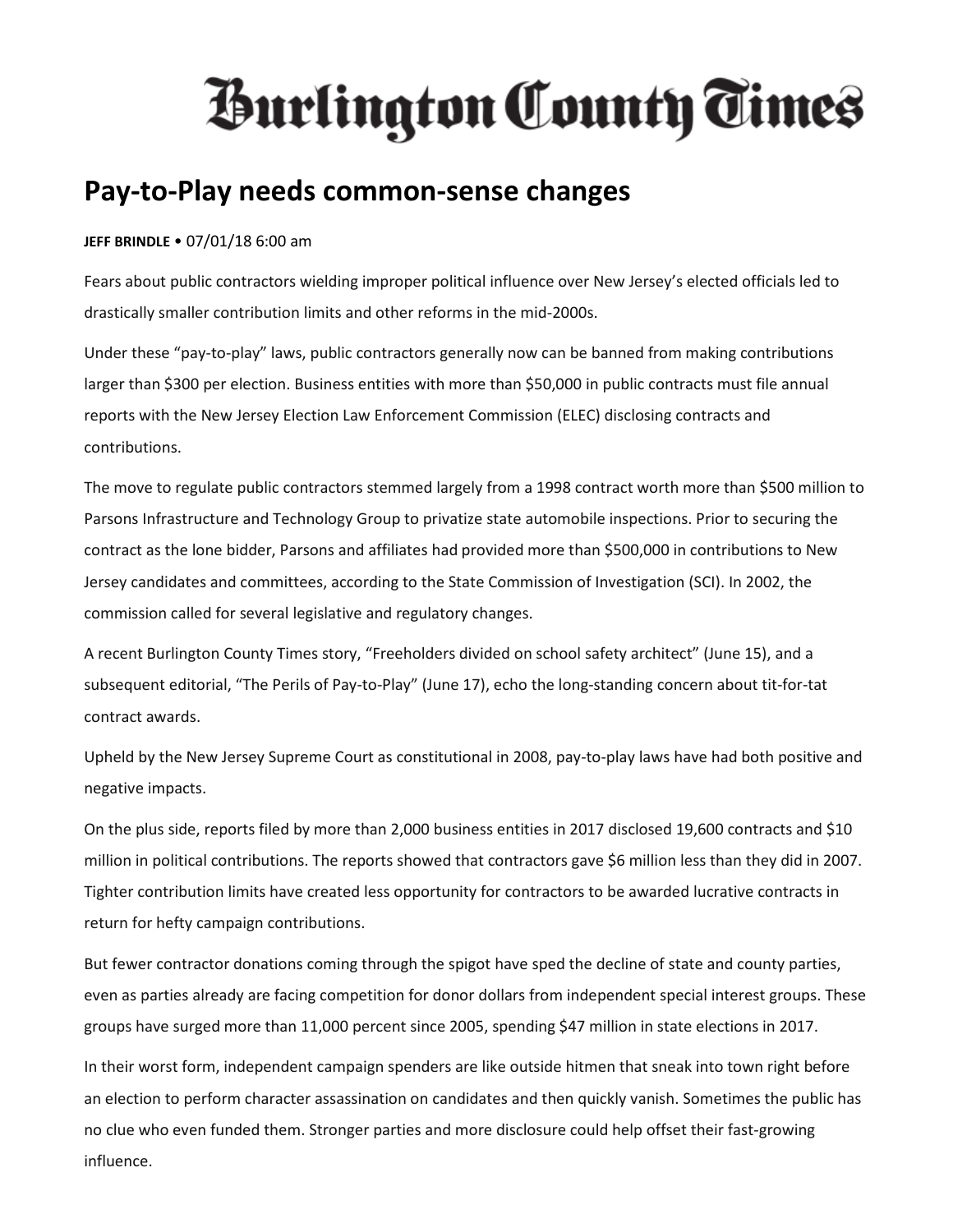# Burlington County Times

## Pay-to-Play needs common-sense changes

**JEFF BRINDLE** • 07/01/18 6:00 am

Fears about public contractors wielding improper political influence over New Jersey's elected officials led to drastically smaller contribution limits and other reforms in the mid-2000s.

Under these "pay-to-play" laws, public contractors generally now can be banned from making contributions larger than $300 per election. Business entities with more than $50,000 in public contracts must file annual reports with the New Jersey Election Law Enforcement Commission (ELEC) disclosing contracts and contributions.

The move to regulate public contractors stemmed largely from a 1998 contract worth more than $500 million to Parsons Infrastructure and Technology Group to privatize state automobile inspections. Prior to securing the contract as the lone bidder, Parsons and affiliates had provided more than $500,000 in contributions to New Jersey candidates and committees, according to the State Commission of Investigation (SCI). In 2002, the commission called for several legislative and regulatory changes.

A recent Burlington County Times story, "Freeholders divided on school safety architect" (June 15), and a subsequent editorial, "The Perils of Pay-to-Play" (June 17), echo the long-standing concern about tit-for-tat contract awards.

Upheld by the New Jersey Supreme Court as constitutional in 2008, pay-to-play laws have had both positive and negative impacts.

On the plus side, reports filed by more than 2,000 business entities in 2017 disclosed 19,600 contracts and $10 million in political contributions. The reports showed that contractors gave $6 million less than they did in 2007. Tighter contribution limits have created less opportunity for contractors to be awarded lucrative contracts in return for hefty campaign contributions.

But fewer contractor donations coming through the spigot have sped the decline of state and county parties, even as parties already are facing competition for donor dollars from independent special interest groups. These groups have surged more than 11,000 percent since 2005, spending $47 million in state elections in 2017.

In their worst form, independent campaign spenders are like outside hitmen that sneak into town right before an election to perform character assassination on candidates and then quickly vanish. Sometimes the public has no clue who even funded them. Stronger parties and more disclosure could help offset their fast-growing influence.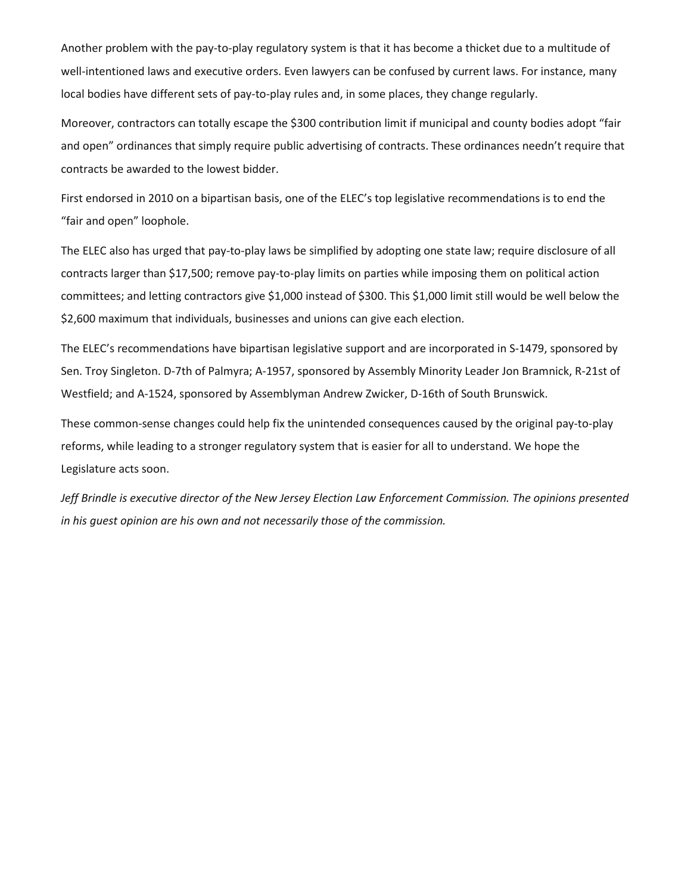Another problem with the pay-to-play regulatory system is that it has become a thicket due to a multitude of well-intentioned laws and executive orders. Even lawyers can be confused by current laws. For instance, many local bodies have different sets of pay-to-play rules and, in some places, they change regularly.

Moreover, contractors can totally escape the $300 contribution limit if municipal and county bodies adopt "fair and open" ordinances that simply require public advertising of contracts. These ordinances needn't require that contracts be awarded to the lowest bidder.

First endorsed in 2010 on a bipartisan basis, one of the ELEC's top legislative recommendations is to end the "fair and open" loophole.

The ELEC also has urged that pay-to-play laws be simplified by adopting one state law; require disclosure of all contracts larger than $17,500; remove pay-to-play limits on parties while imposing them on political action committees; and letting contractors give $1,000 instead of $300. This $1,000 limit still would be well below the $2,600 maximum that individuals, businesses and unions can give each election.

The ELEC's recommendations have bipartisan legislative support and are incorporated in S-1479, sponsored by Sen. Troy Singleton. D-7th of Palmyra; A-1957, sponsored by Assembly Minority Leader Jon Bramnick, R-21st of Westfield; and A-1524, sponsored by Assemblyman Andrew Zwicker, D-16th of South Brunswick.

These common-sense changes could help fix the unintended consequences caused by the original pay-to-play reforms, while leading to a stronger regulatory system that is easier for all to understand. We hope the Legislature acts soon.

*Jeff Brindle is executive director of the New Jersey Election Law Enforcement Commission. The opinions presented in his guest opinion are his own and not necessarily those of the commission.*